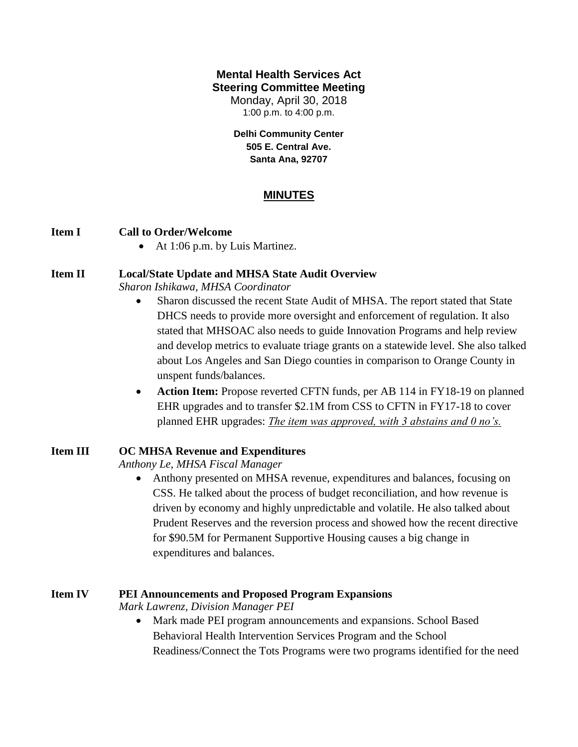# Mental Health Services Act
## Steering Committee Meeting

Monday, April 30, 2018
1:00 p.m. to 4:00 p.m.

**Delhi Community Center**
**505 E. Central Ave.**
**Santa Ana, 92707**

## MINUTES

**Item I** **Call to Order/Welcome**

- At 1:06 p.m. by Luis Martinez.

**Item II** **Local/State Update and MHSA State Audit Overview**

*Sharon Ishikawa, MHSA Coordinator*

- Sharon discussed the recent State Audit of MHSA. The report stated that State DHCS needs to provide more oversight and enforcement of regulation. It also stated that MHSOAC also needs to guide Innovation Programs and help review and develop metrics to evaluate triage grants on a statewide level. She also talked about Los Angeles and San Diego counties in comparison to Orange County in unspent funds/balances.
- **Action Item:** Propose reverted CFTN funds, per AB 114 in FY18-19 on planned EHR upgrades and to transfer $2.1M from CSS to CFTN in FY17-18 to cover planned EHR upgrades: *The item was approved, with 3 abstains and 0 no's.*

**Item III** **OC MHSA Revenue and Expenditures**

*Anthony Le, MHSA Fiscal Manager*

- Anthony presented on MHSA revenue, expenditures and balances, focusing on CSS. He talked about the process of budget reconciliation, and how revenue is driven by economy and highly unpredictable and volatile. He also talked about Prudent Reserves and the reversion process and showed how the recent directive for $90.5M for Permanent Supportive Housing causes a big change in expenditures and balances.

**Item IV** **PEI Announcements and Proposed Program Expansions**

*Mark Lawrenz, Division Manager PEI*

- Mark made PEI program announcements and expansions. School Based Behavioral Health Intervention Services Program and the School Readiness/Connect the Tots Programs were two programs identified for the need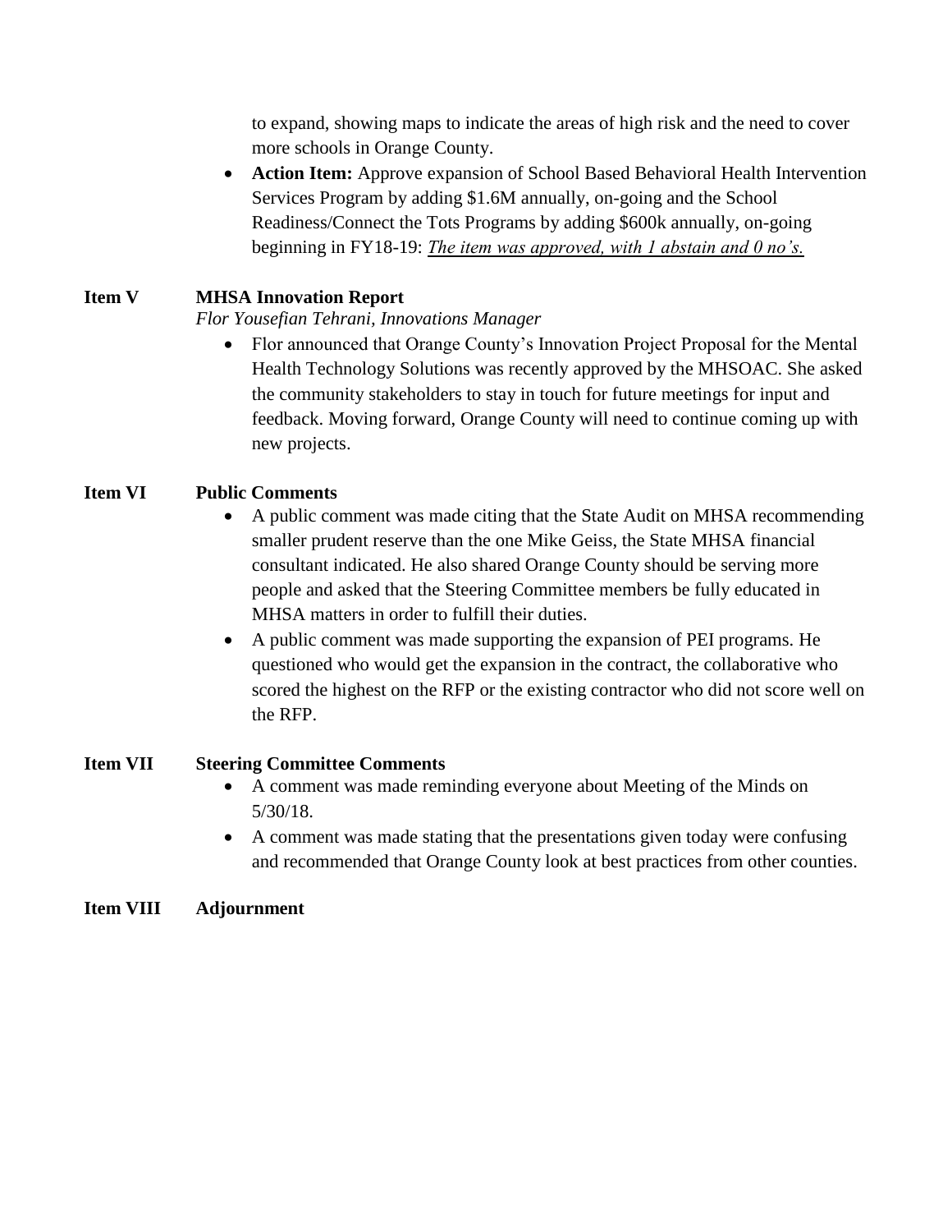to expand, showing maps to indicate the areas of high risk and the need to cover more schools in Orange County.

- **Action Item:** Approve expansion of School Based Behavioral Health Intervention Services Program by adding $1.6M annually, on-going and the School Readiness/Connect the Tots Programs by adding $600k annually, on-going beginning in FY18-19: <u>*The item was approved, with 1 abstain and 0 no's.*</u>

**Item V MHSA Innovation Report**

*Flor Yousefian Tehrani, Innovations Manager*

- Flor announced that Orange County's Innovation Project Proposal for the Mental Health Technology Solutions was recently approved by the MHSOAC. She asked the community stakeholders to stay in touch for future meetings for input and feedback. Moving forward, Orange County will need to continue coming up with new projects.

**Item VI Public Comments**

- A public comment was made citing that the State Audit on MHSA recommending smaller prudent reserve than the one Mike Geiss, the State MHSA financial consultant indicated. He also shared Orange County should be serving more people and asked that the Steering Committee members be fully educated in MHSA matters in order to fulfill their duties.
- A public comment was made supporting the expansion of PEI programs. He questioned who would get the expansion in the contract, the collaborative who scored the highest on the RFP or the existing contractor who did not score well on the RFP.

**Item VII Steering Committee Comments**

- A comment was made reminding everyone about Meeting of the Minds on 5/30/18.
- A comment was made stating that the presentations given today were confusing and recommended that Orange County look at best practices from other counties.

**Item VIII Adjournment**